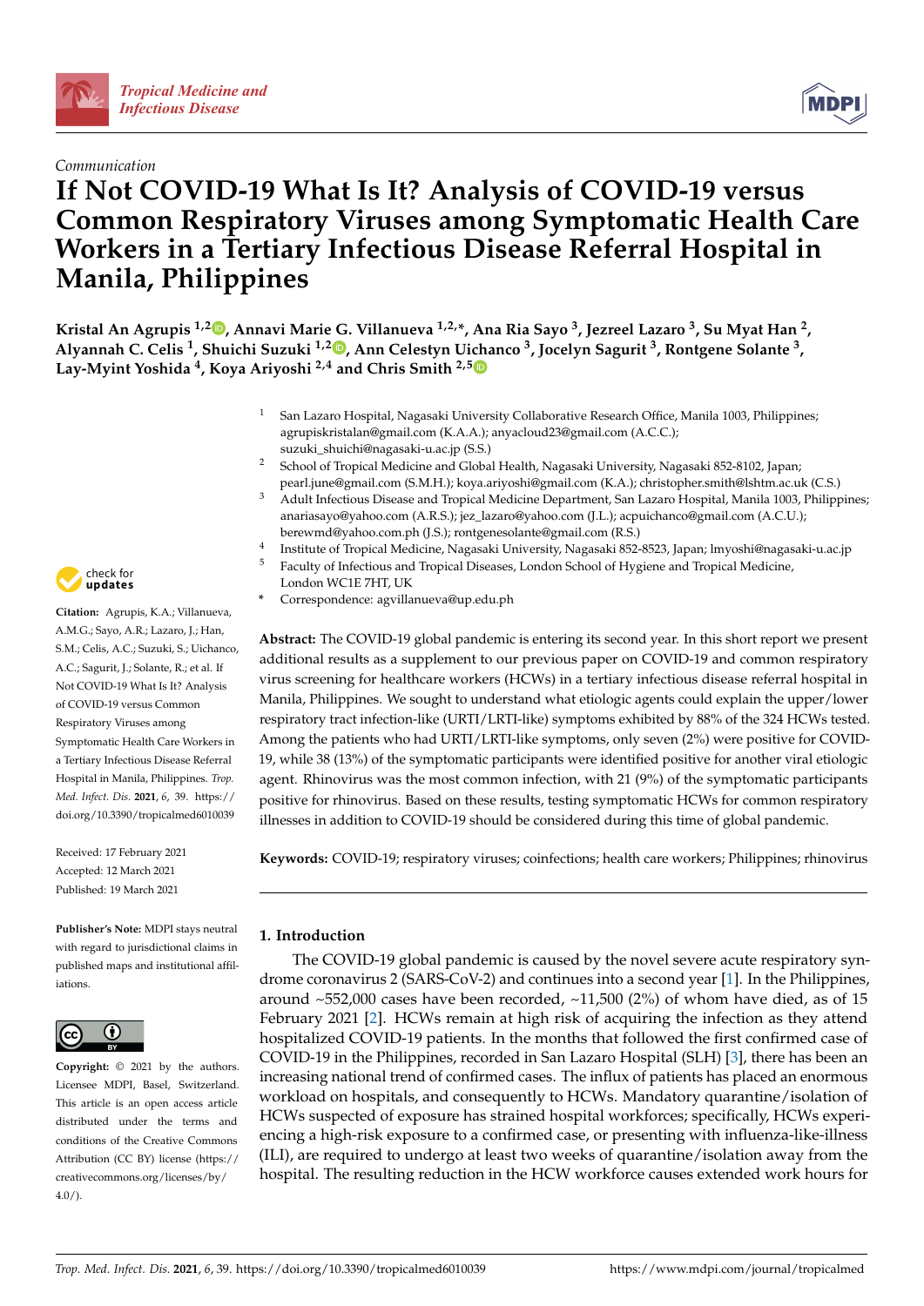*Communication*

# If Not COVID-19 What Is It? Analysis of COVID-19 versus Common Respiratory Viruses among Symptomatic Health Care Workers in a Tertiary Infectious Disease Referral Hospital in Manila, Philippines

**Kristal An Agrupis [1,2], Annavi Marie G. Villanueva [1,2,*], Ana Ria Sayo [3], Jezreel Lazaro [3], Su Myat Han [2], Alyannah C. Celis [1], Shuichi Suzuki [1,2], Ann Celestyn Uichanco [3], Jocelyn Sagurit [3], Rontgene Solante [3], Lay-Myint Yoshida [4], Koya Ariyoshi [2,4] and Chris Smith [2,5]**

1. San Lazaro Hospital, Nagasaki University Collaborative Research Office, Manila 1003, Philippines; agrupiskristalan@gmail.com (K.A.A.); anyacloud23@gmail.com (A.C.C.); suzuki_shuichi@nagasaki-u.ac.jp (S.S.)
2. School of Tropical Medicine and Global Health, Nagasaki University, Nagasaki 852-8102, Japan; pearl.june@gmail.com (S.M.H.); koya.ariyoshi@gmail.com (K.A.); christopher.smith@lshtm.ac.uk (C.S.)
3. Adult Infectious Disease and Tropical Medicine Department, San Lazaro Hospital, Manila 1003, Philippines; anariasayo@yahoo.com (A.R.S.); jez_lazaro@yahoo.com (J.L.); acpuichanco@gmail.com (A.C.U.); berewmd@yahoo.com.ph (J.S.); rontgenesolante@gmail.com (R.S.)
4. Institute of Tropical Medicine, Nagasaki University, Nagasaki 852-8523, Japan; lmyoshi@nagasaki-u.ac.jp
5. Faculty of Infectious and Tropical Diseases, London School of Hygiene and Tropical Medicine, London WC1E 7HT, UK

\* Correspondence: agvillanueva@up.edu.ph

**Citation:** Agrupis, K.A.; Villanueva, A.M.G.; Sayo, A.R.; Lazaro, J.; Han, S.M.; Celis, A.C.; Suzuki, S.; Uichanco, A.C.; Sagurit, J.; Solante, R.; et al. If Not COVID-19 What Is It? Analysis of COVID-19 versus Common Respiratory Viruses among Symptomatic Health Care Workers in a Tertiary Infectious Disease Referral Hospital in Manila, Philippines. *Trop. Med. Infect. Dis.* **2021**, *6*, 39. https://doi.org/10.3390/tropicalmed6010039

Received: 17 February 2021
Accepted: 12 March 2021
Published: 19 March 2021

**Publisher's Note:** MDPI stays neutral with regard to jurisdictional claims in published maps and institutional affiliations.

**Copyright:** © 2021 by the authors. Licensee MDPI, Basel, Switzerland. This article is an open access article distributed under the terms and conditions of the Creative Commons Attribution (CC BY) license (https://creativecommons.org/licenses/by/4.0/).

**Abstract:** The COVID-19 global pandemic is entering its second year. In this short report we present additional results as a supplement to our previous paper on COVID-19 and common respiratory virus screening for healthcare workers (HCWs) in a tertiary infectious disease referral hospital in Manila, Philippines. We sought to understand what etiologic agents could explain the upper/lower respiratory tract infection-like (URTI/LRTI-like) symptoms exhibited by 88% of the 324 HCWs tested. Among the patients who had URTI/LRTI-like symptoms, only seven (2%) were positive for COVID-19, while 38 (13%) of the symptomatic participants were identified positive for another viral etiologic agent. Rhinovirus was the most common infection, with 21 (9%) of the symptomatic participants positive for rhinovirus. Based on these results, testing symptomatic HCWs for common respiratory illnesses in addition to COVID-19 should be considered during this time of global pandemic.

**Keywords:** COVID-19; respiratory viruses; coinfections; health care workers; Philippines; rhinovirus

## 1. Introduction

The COVID-19 global pandemic is caused by the novel severe acute respiratory syndrome coronavirus 2 (SARS-CoV-2) and continues into a second year [1]. In the Philippines, around ~552,000 cases have been recorded, ~11,500 (2%) of whom have died, as of 15 February 2021 [2]. HCWs remain at high risk of acquiring the infection as they attend hospitalized COVID-19 patients. In the months that followed the first confirmed case of COVID-19 in the Philippines, recorded in San Lazaro Hospital (SLH) [3], there has been an increasing national trend of confirmed cases. The influx of patients has placed an enormous workload on hospitals, and consequently to HCWs. Mandatory quarantine/isolation of HCWs suspected of exposure has strained hospital workforces; specifically, HCWs experiencing a high-risk exposure to a confirmed case, or presenting with influenza-like-illness (ILI), are required to undergo at least two weeks of quarantine/isolation away from the hospital. The resulting reduction in the HCW workforce causes extended work hours for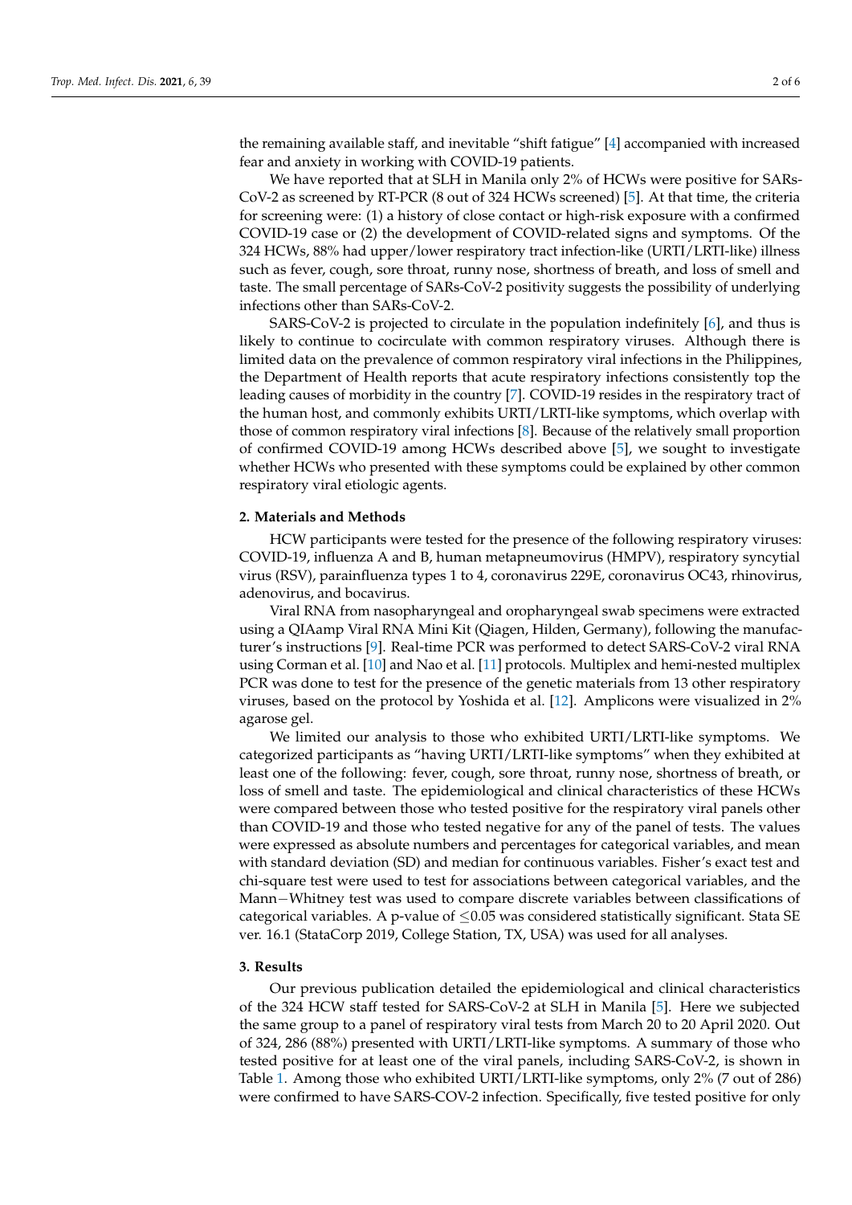the remaining available staff, and inevitable "shift fatigue" [4] accompanied with increased fear and anxiety in working with COVID-19 patients.

We have reported that at SLH in Manila only 2% of HCWs were positive for SARs-CoV-2 as screened by RT-PCR (8 out of 324 HCWs screened) [5]. At that time, the criteria for screening were: (1) a history of close contact or high-risk exposure with a confirmed COVID-19 case or (2) the development of COVID-related signs and symptoms. Of the 324 HCWs, 88% had upper/lower respiratory tract infection-like (URTI/LRTI-like) illness such as fever, cough, sore throat, runny nose, shortness of breath, and loss of smell and taste. The small percentage of SARs-CoV-2 positivity suggests the possibility of underlying infections other than SARs-CoV-2.

SARS-CoV-2 is projected to circulate in the population indefinitely [6], and thus is likely to continue to cocirculate with common respiratory viruses. Although there is limited data on the prevalence of common respiratory viral infections in the Philippines, the Department of Health reports that acute respiratory infections consistently top the leading causes of morbidity in the country [7]. COVID-19 resides in the respiratory tract of the human host, and commonly exhibits URTI/LRTI-like symptoms, which overlap with those of common respiratory viral infections [8]. Because of the relatively small proportion of confirmed COVID-19 among HCWs described above [5], we sought to investigate whether HCWs who presented with these symptoms could be explained by other common respiratory viral etiologic agents.

## 2. Materials and Methods

HCW participants were tested for the presence of the following respiratory viruses: COVID-19, influenza A and B, human metapneumovirus (HMPV), respiratory syncytial virus (RSV), parainfluenza types 1 to 4, coronavirus 229E, coronavirus OC43, rhinovirus, adenovirus, and bocavirus.

Viral RNA from nasopharyngeal and oropharyngeal swab specimens were extracted using a QIAamp Viral RNA Mini Kit (Qiagen, Hilden, Germany), following the manufacturer's instructions [9]. Real-time PCR was performed to detect SARS-CoV-2 viral RNA using Corman et al. [10] and Nao et al. [11] protocols. Multiplex and hemi-nested multiplex PCR was done to test for the presence of the genetic materials from 13 other respiratory viruses, based on the protocol by Yoshida et al. [12]. Amplicons were visualized in 2% agarose gel.

We limited our analysis to those who exhibited URTI/LRTI-like symptoms. We categorized participants as "having URTI/LRTI-like symptoms" when they exhibited at least one of the following: fever, cough, sore throat, runny nose, shortness of breath, or loss of smell and taste. The epidemiological and clinical characteristics of these HCWs were compared between those who tested positive for the respiratory viral panels other than COVID-19 and those who tested negative for any of the panel of tests. The values were expressed as absolute numbers and percentages for categorical variables, and mean with standard deviation (SD) and median for continuous variables. Fisher's exact test and chi-square test were used to test for associations between categorical variables, and the Mann−Whitney test was used to compare discrete variables between classifications of categorical variables. A p-value of $\leq$0.05 was considered statistically significant. Stata SE ver. 16.1 (StataCorp 2019, College Station, TX, USA) was used for all analyses.

## 3. Results

Our previous publication detailed the epidemiological and clinical characteristics of the 324 HCW staff tested for SARS-CoV-2 at SLH in Manila [5]. Here we subjected the same group to a panel of respiratory viral tests from March 20 to 20 April 2020. Out of 324, 286 (88%) presented with URTI/LRTI-like symptoms. A summary of those who tested positive for at least one of the viral panels, including SARS-CoV-2, is shown in Table 1. Among those who exhibited URTI/LRTI-like symptoms, only 2% (7 out of 286) were confirmed to have SARS-COV-2 infection. Specifically, five tested positive for only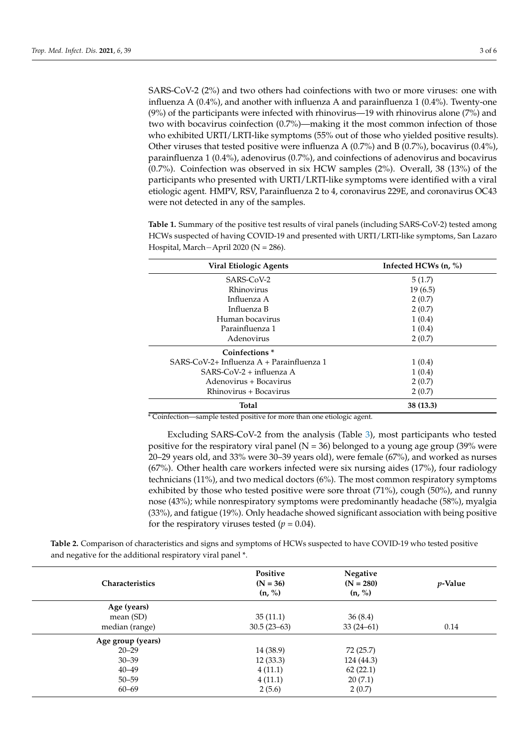SARS-CoV-2 (2%) and two others had coinfections with two or more viruses: one with influenza A (0.4%), and another with influenza A and parainfluenza 1 (0.4%). Twenty-one (9%) of the participants were infected with rhinovirus—19 with rhinovirus alone (7%) and two with bocavirus coinfection (0.7%)—making it the most common infection of those who exhibited URTI/LRTI-like symptoms (55% out of those who yielded positive results). Other viruses that tested positive were influenza A (0.7%) and B (0.7%), bocavirus (0.4%), parainfluenza 1 (0.4%), adenovirus (0.7%), and coinfections of adenovirus and bocavirus (0.7%). Coinfection was observed in six HCW samples (2%). Overall, 38 (13%) of the participants who presented with URTI/LRTI-like symptoms were identified with a viral etiologic agent. HMPV, RSV, Parainfluenza 2 to 4, coronavirus 229E, and coronavirus OC43 were not detected in any of the samples.

**Table 1.** Summary of the positive test results of viral panels (including SARS-CoV-2) tested among HCWs suspected of having COVID-19 and presented with URTI/LRTI-like symptoms, San Lazaro Hospital, March−April 2020 (N = 286).

| Viral Etiologic Agents | Infected HCWs (n, %) |
|---|---|
| SARS-CoV-2 | 5 (1.7) |
| Rhinovirus | 19 (6.5) |
| Influenza A | 2 (0.7) |
| Influenza B | 2 (0.7) |
| Human bocavirus | 1 (0.4) |
| Parainfluenza 1 | 1 (0.4) |
| Adenovirus | 2 (0.7) |
| **Coinfections** * | |
| SARS-CoV-2+ Influenza A + Parainfluenza 1 | 1 (0.4) |
| SARS-CoV-2 + influenza A | 1 (0.4) |
| Adenovirus + Bocavirus | 2 (0.7) |
| Rhinovirus + Bocavirus | 2 (0.7) |
| **Total** | **38 (13.3)** |

* Coinfection—sample tested positive for more than one etiologic agent.

Excluding SARS-CoV-2 from the analysis (Table 3), most participants who tested positive for the respiratory viral panel (N = 36) belonged to a young age group (39% were 20–29 years old, and 33% were 30–39 years old), were female (67%), and worked as nurses (67%). Other health care workers infected were six nursing aides (17%), four radiology technicians (11%), and two medical doctors (6%). The most common respiratory symptoms exhibited by those who tested positive were sore throat (71%), cough (50%), and runny nose (43%); while nonrespiratory symptoms were predominantly headache (58%), myalgia (33%), and fatigue (19%). Only headache showed significant association with being positive for the respiratory viruses tested ($p = 0.04$).

**Table 2.** Comparison of characteristics and signs and symptoms of HCWs suspected to have COVID-19 who tested positive and negative for the additional respiratory viral panel *.

| Characteristics | Positive (N = 36) (n, %) | Negative (N = 280) (n, %) | *p*-Value |
|---|---|---|---|
| **Age (years)** | | | |
| mean (SD) | 35 (11.1) | 36 (8.4) | |
| median (range) | 30.5 (23–63) | 33 (24–61) | 0.14 |
| **Age group (years)** | | | |
| 20–29 | 14 (38.9) | 72 (25.7) | |
| 30–39 | 12 (33.3) | 124 (44.3) | |
| 40–49 | 4 (11.1) | 62 (22.1) | |
| 50–59 | 4 (11.1) | 20 (7.1) | |
| 60–69 | 2 (5.6) | 2 (0.7) | |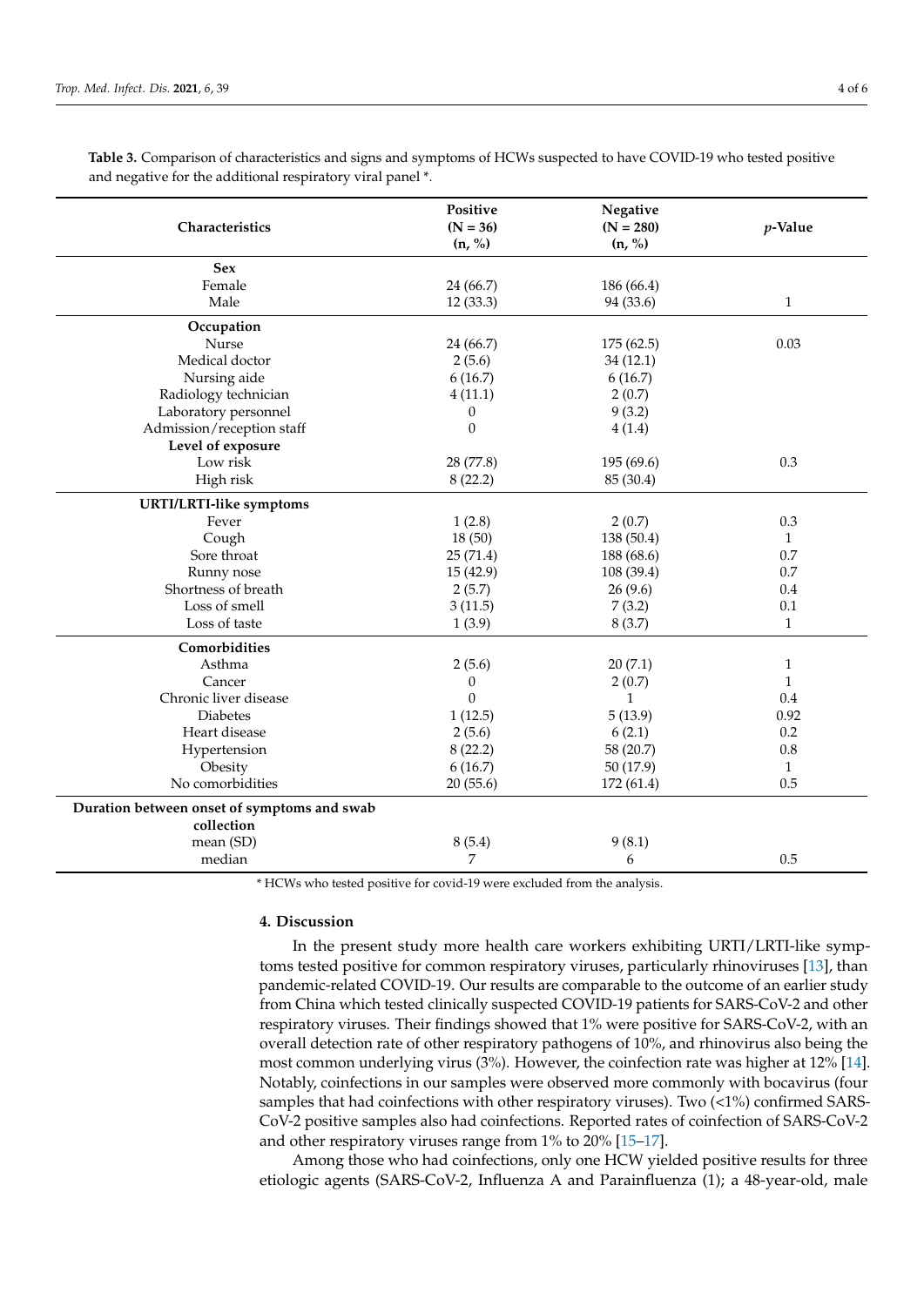**Table 3.** Comparison of characteristics and signs and symptoms of HCWs suspected to have COVID-19 who tested positive and negative for the additional respiratory viral panel *.

| Characteristics | Positive (N = 36) (n, %) | Negative (N = 280) (n, %) | *p*-Value |
|---|---|---|---|
| **Sex** | | | |
| Female | 24 (66.7) | 186 (66.4) | |
| Male | 12 (33.3) | 94 (33.6) | 1 |
| **Occupation** | | | |
| Nurse | 24 (66.7) | 175 (62.5) | 0.03 |
| Medical doctor | 2 (5.6) | 34 (12.1) | |
| Nursing aide | 6 (16.7) | 6 (16.7) | |
| Radiology technician | 4 (11.1) | 2 (0.7) | |
| Laboratory personnel | 0 | 9 (3.2) | |
| Admission/reception staff | 0 | 4 (1.4) | |
| **Level of exposure** | | | |
| Low risk | 28 (77.8) | 195 (69.6) | 0.3 |
| High risk | 8 (22.2) | 85 (30.4) | |
| **URTI/LRTI-like symptoms** | | | |
| Fever | 1 (2.8) | 2 (0.7) | 0.3 |
| Cough | 18 (50) | 138 (50.4) | 1 |
| Sore throat | 25 (71.4) | 188 (68.6) | 0.7 |
| Runny nose | 15 (42.9) | 108 (39.4) | 0.7 |
| Shortness of breath | 2 (5.7) | 26 (9.6) | 0.4 |
| Loss of smell | 3 (11.5) | 7 (3.2) | 0.1 |
| Loss of taste | 1 (3.9) | 8 (3.7) | 1 |
| **Comorbidities** | | | |
| Asthma | 2 (5.6) | 20 (7.1) | 1 |
| Cancer | 0 | 2 (0.7) | 1 |
| Chronic liver disease | 0 | 1 | 0.4 |
| Diabetes | 1 (12.5) | 5 (13.9) | 0.92 |
| Heart disease | 2 (5.6) | 6 (2.1) | 0.2 |
| Hypertension | 8 (22.2) | 58 (20.7) | 0.8 |
| Obesity | 6 (16.7) | 50 (17.9) | 1 |
| No comorbidities | 20 (55.6) | 172 (61.4) | 0.5 |
| **Duration between onset of symptoms and swab collection** | | | |
| mean (SD) | 8 (5.4) | 9 (8.1) | |
| median | 7 | 6 | 0.5 |

\* HCWs who tested positive for covid-19 were excluded from the analysis.

## 4. Discussion

In the present study more health care workers exhibiting URTI/LRTI-like symptoms tested positive for common respiratory viruses, particularly rhinoviruses [13], than pandemic-related COVID-19. Our results are comparable to the outcome of an earlier study from China which tested clinically suspected COVID-19 patients for SARS-CoV-2 and other respiratory viruses. Their findings showed that 1% were positive for SARS-CoV-2, with an overall detection rate of other respiratory pathogens of 10%, and rhinovirus also being the most common underlying virus (3%). However, the coinfection rate was higher at 12% [14]. Notably, coinfections in our samples were observed more commonly with bocavirus (four samples that had coinfections with other respiratory viruses). Two (<1%) confirmed SARS-CoV-2 positive samples also had coinfections. Reported rates of coinfection of SARS-CoV-2 and other respiratory viruses range from 1% to 20% [15–17].

Among those who had coinfections, only one HCW yielded positive results for three etiologic agents (SARS-CoV-2, Influenza A and Parainfluenza (1); a 48-year-old, male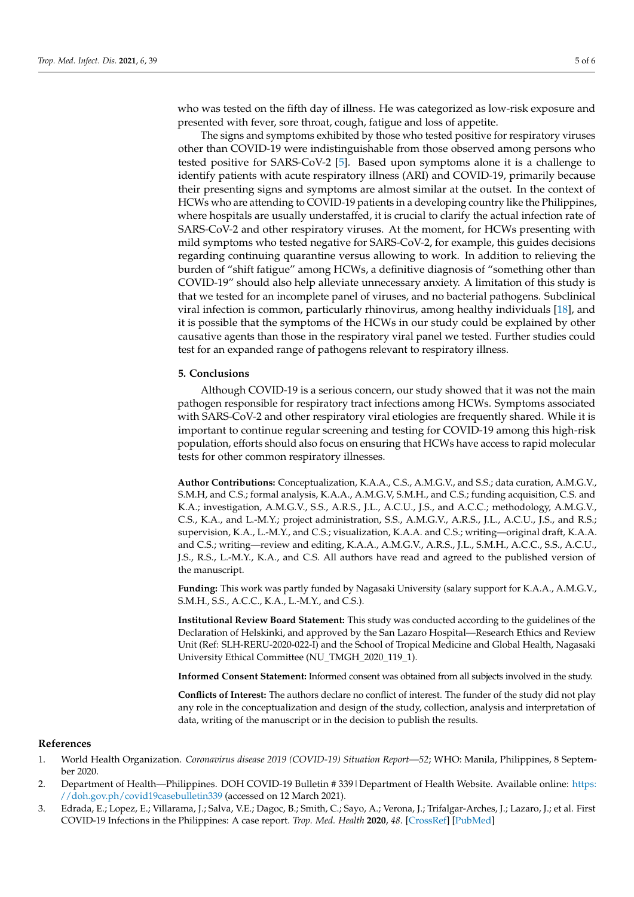who was tested on the fifth day of illness. He was categorized as low-risk exposure and presented with fever, sore throat, cough, fatigue and loss of appetite.

The signs and symptoms exhibited by those who tested positive for respiratory viruses other than COVID-19 were indistinguishable from those observed among persons who tested positive for SARS-CoV-2 [5]. Based upon symptoms alone it is a challenge to identify patients with acute respiratory illness (ARI) and COVID-19, primarily because their presenting signs and symptoms are almost similar at the outset. In the context of HCWs who are attending to COVID-19 patients in a developing country like the Philippines, where hospitals are usually understaffed, it is crucial to clarify the actual infection rate of SARS-CoV-2 and other respiratory viruses. At the moment, for HCWs presenting with mild symptoms who tested negative for SARS-CoV-2, for example, this guides decisions regarding continuing quarantine versus allowing to work. In addition to relieving the burden of "shift fatigue" among HCWs, a definitive diagnosis of "something other than COVID-19" should also help alleviate unnecessary anxiety. A limitation of this study is that we tested for an incomplete panel of viruses, and no bacterial pathogens. Subclinical viral infection is common, particularly rhinovirus, among healthy individuals [18], and it is possible that the symptoms of the HCWs in our study could be explained by other causative agents than those in the respiratory viral panel we tested. Further studies could test for an expanded range of pathogens relevant to respiratory illness.

## 5. Conclusions

Although COVID-19 is a serious concern, our study showed that it was not the main pathogen responsible for respiratory tract infections among HCWs. Symptoms associated with SARS-CoV-2 and other respiratory viral etiologies are frequently shared. While it is important to continue regular screening and testing for COVID-19 among this high-risk population, efforts should also focus on ensuring that HCWs have access to rapid molecular tests for other common respiratory illnesses.

**Author Contributions:** Conceptualization, K.A.A., C.S., A.M.G.V., and S.S.; data curation, A.M.G.V., S.M.H, and C.S.; formal analysis, K.A.A., A.M.G.V, S.M.H., and C.S.; funding acquisition, C.S. and K.A.; investigation, A.M.G.V., S.S., A.R.S., J.L., A.C.U., J.S., and A.C.C.; methodology, A.M.G.V., C.S., K.A., and L.-M.Y.; project administration, S.S., A.M.G.V., A.R.S., J.L., A.C.U., J.S., and R.S.; supervision, K.A., L.-M.Y., and C.S.; visualization, K.A.A. and C.S.; writing—original draft, K.A.A. and C.S.; writing—review and editing, K.A.A., A.M.G.V., A.R.S., J.L., S.M.H., A.C.C., S.S., A.C.U., J.S., R.S., L.-M.Y., K.A., and C.S. All authors have read and agreed to the published version of the manuscript.

**Funding:** This work was partly funded by Nagasaki University (salary support for K.A.A., A.M.G.V., S.M.H., S.S., A.C.C., K.A., L.-M.Y., and C.S.).

**Institutional Review Board Statement:** This study was conducted according to the guidelines of the Declaration of Helsinki, and approved by the San Lazaro Hospital—Research Ethics and Review Unit (Ref: SLH-RERU-2020-022-I) and the School of Tropical Medicine and Global Health, Nagasaki University Ethical Committee (NU_TMGH_2020_119_1).

**Informed Consent Statement:** Informed consent was obtained from all subjects involved in the study.

**Conflicts of Interest:** The authors declare no conflict of interest. The funder of the study did not play any role in the conceptualization and design of the study, collection, analysis and interpretation of data, writing of the manuscript or in the decision to publish the results.

## References

1. World Health Organization. *Coronavirus disease 2019 (COVID-19) Situation Report—52*; WHO: Manila, Philippines, 8 September 2020.
2. Department of Health—Philippines. DOH COVID-19 Bulletin # 339 | Department of Health Website. Available online: https://doh.gov.ph/covid19casebulletin339 (accessed on 12 March 2021).
3. Edrada, E.; Lopez, E.; Villarama, J.; Salva, V.E.; Dagoc, B.; Smith, C.; Sayo, A.; Verona, J.; Trifalgar-Arches, J.; Lazaro, J.; et al. First COVID-19 Infections in the Philippines: A case report. *Trop. Med. Health* **2020**, *48*. [CrossRef] [PubMed]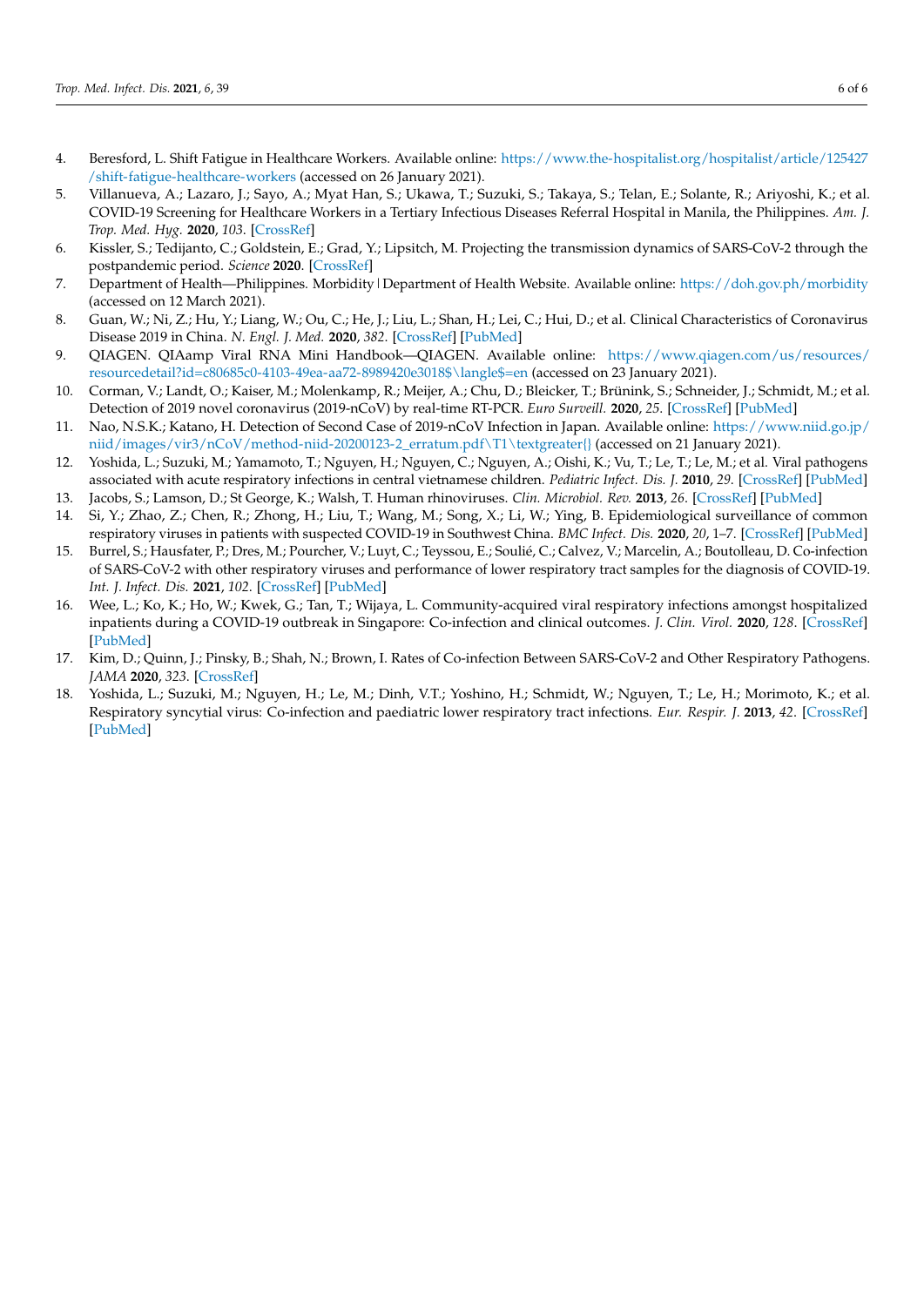4. Beresford, L. Shift Fatigue in Healthcare Workers. Available online: https://www.the-hospitalist.org/hospitalist/article/125427/shift-fatigue-healthcare-workers (accessed on 26 January 2021).
5. Villanueva, A.; Lazaro, J.; Sayo, A.; Myat Han, S.; Ukawa, T.; Suzuki, S.; Takaya, S.; Telan, E.; Solante, R.; Ariyoshi, K.; et al. COVID-19 Screening for Healthcare Workers in a Tertiary Infectious Diseases Referral Hospital in Manila, the Philippines. *Am. J. Trop. Med. Hyg.* **2020**, *103*. [CrossRef]
6. Kissler, S.; Tedijanto, C.; Goldstein, E.; Grad, Y.; Lipsitch, M. Projecting the transmission dynamics of SARS-CoV-2 through the postpandemic period. *Science* **2020**. [CrossRef]
7. Department of Health—Philippines. Morbidity | Department of Health Website. Available online: https://doh.gov.ph/morbidity (accessed on 12 March 2021).
8. Guan, W.; Ni, Z.; Hu, Y.; Liang, W.; Ou, C.; He, J.; Liu, L.; Shan, H.; Lei, C.; Hui, D.; et al. Clinical Characteristics of Coronavirus Disease 2019 in China. *N. Engl. J. Med.* **2020**, *382*. [CrossRef] [PubMed]
9. QIAGEN. QIAamp Viral RNA Mini Handbook—QIAGEN. Available online: https://www.qiagen.com/us/resources/resourcedetail?id=c80685c0-4103-49ea-aa72-8989420e3018$\langle$=en (accessed on 23 January 2021).
10. Corman, V.; Landt, O.; Kaiser, M.; Molenkamp, R.; Meijer, A.; Chu, D.; Bleicker, T.; Brünink, S.; Schneider, J.; Schmidt, M.; et al. Detection of 2019 novel coronavirus (2019-nCoV) by real-time RT-PCR. *Euro Surveill.* **2020**, *25*. [CrossRef] [PubMed]
11. Nao, N.S.K.; Katano, H. Detection of Second Case of 2019-nCoV Infection in Japan. Available online: https://www.niid.go.jp/niid/images/vir3/nCoV/method-niid-20200123-2_erratum.pdf\T1\textgreater{} (accessed on 21 January 2021).
12. Yoshida, L.; Suzuki, M.; Yamamoto, T.; Nguyen, H.; Nguyen, C.; Nguyen, A.; Oishi, K.; Vu, T.; Le, T.; Le, M.; et al. Viral pathogens associated with acute respiratory infections in central vietnamese children. *Pediatric Infect. Dis. J.* **2010**, *29*. [CrossRef] [PubMed]
13. Jacobs, S.; Lamson, D.; St George, K.; Walsh, T. Human rhinoviruses. *Clin. Microbiol. Rev.* **2013**, *26*. [CrossRef] [PubMed]
14. Si, Y.; Zhao, Z.; Chen, R.; Zhong, H.; Liu, T.; Wang, M.; Song, X.; Li, W.; Ying, B. Epidemiological surveillance of common respiratory viruses in patients with suspected COVID-19 in Southwest China. *BMC Infect. Dis.* **2020**, *20*, 1–7. [CrossRef] [PubMed]
15. Burrel, S.; Hausfater, P.; Dres, M.; Pourcher, V.; Luyt, C.; Teyssou, E.; Soulié, C.; Calvez, V.; Marcelin, A.; Boutolleau, D. Co-infection of SARS-CoV-2 with other respiratory viruses and performance of lower respiratory tract samples for the diagnosis of COVID-19. *Int. J. Infect. Dis.* **2021**, *102*. [CrossRef] [PubMed]
16. Wee, L.; Ko, K.; Ho, W.; Kwek, G.; Tan, T.; Wijaya, L. Community-acquired viral respiratory infections amongst hospitalized inpatients during a COVID-19 outbreak in Singapore: Co-infection and clinical outcomes. *J. Clin. Virol.* **2020**, *128*. [CrossRef] [PubMed]
17. Kim, D.; Quinn, J.; Pinsky, B.; Shah, N.; Brown, I. Rates of Co-infection Between SARS-CoV-2 and Other Respiratory Pathogens. *JAMA* **2020**, *323*. [CrossRef]
18. Yoshida, L.; Suzuki, M.; Nguyen, H.; Le, M.; Dinh, V.T.; Yoshino, H.; Schmidt, W.; Nguyen, T.; Le, H.; Morimoto, K.; et al. Respiratory syncytial virus: Co-infection and paediatric lower respiratory tract infections. *Eur. Respir. J.* **2013**, *42*. [CrossRef] [PubMed]